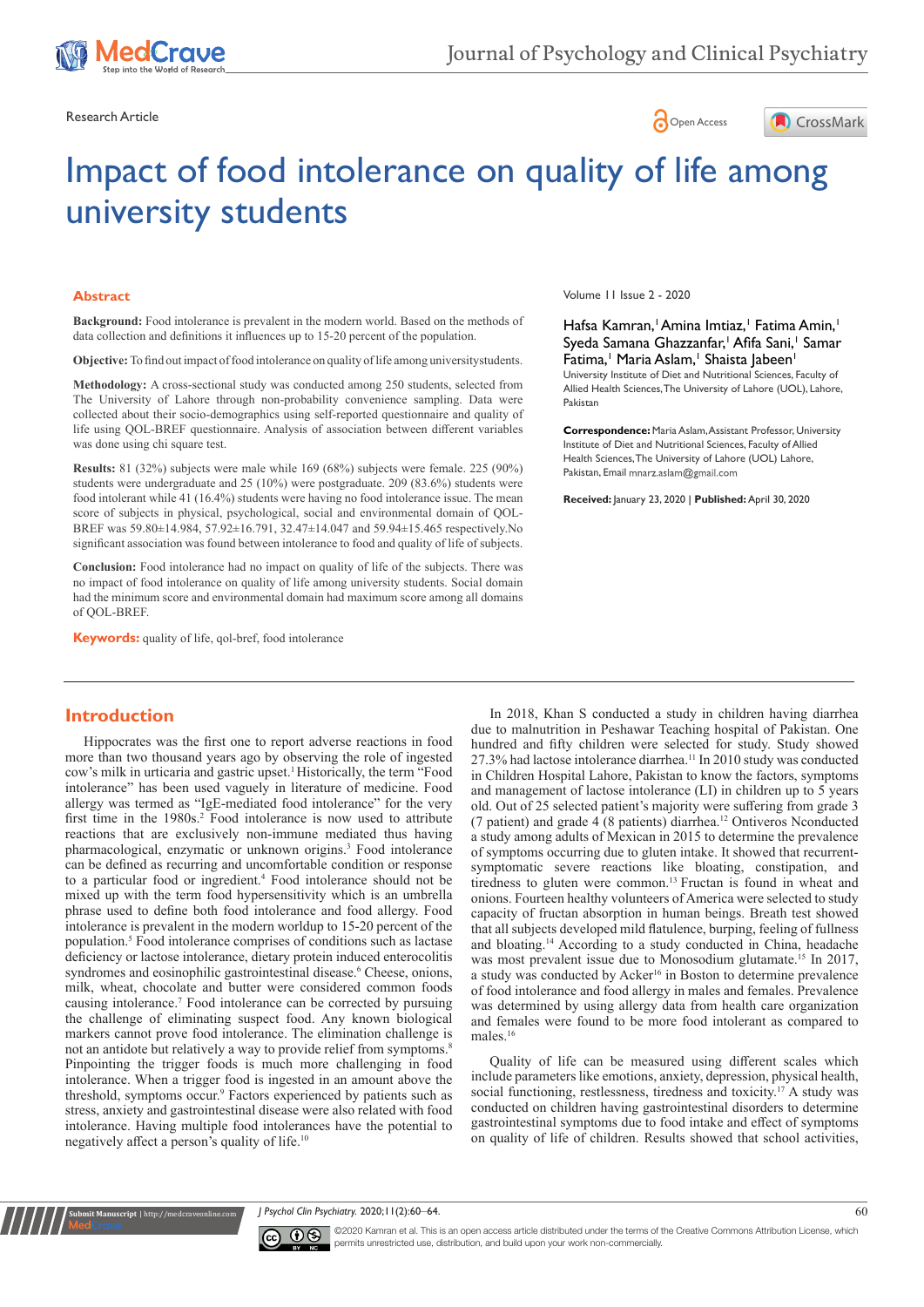Research Article

Open Access

# Impact of food intolerance on quality of life among university students

Volume 11 Issue 2 - 2020

Hafsa Kamran,[1] Amina Imtiaz,[1] Fatima Amin,[1] Syeda Samana Ghazzanfar,[1] Afifa Sani,[1] Samar Fatima,[1] Maria Aslam,[1] Shaista Jabeen[1]

University Institute of Diet and Nutritional Sciences, Faculty of Allied Health Sciences, The University of Lahore (UOL), Lahore, Pakistan

**Correspondence:** Maria Aslam, Assistant Professor, University Institute of Diet and Nutritional Sciences, Faculty of Allied Health Sciences, The University of Lahore (UOL) Lahore, Pakistan, Email mnarz.aslam@gmail.com

**Received:** January 23, 2020 | **Published:** April 30, 2020

## Abstract

**Background:** Food intolerance is prevalent in the modern world. Based on the methods of data collection and definitions it influences up to 15-20 percent of the population.

**Objective:** To find out impact of food intolerance on quality of life among universitystudents.

**Methodology:** A cross-sectional study was conducted among 250 students, selected from The University of Lahore through non-probability convenience sampling. Data were collected about their socio-demographics using self-reported questionnaire and quality of life using QOL-BREF questionnaire. Analysis of association between different variables was done using chi square test.

**Results:** 81 (32%) subjects were male while 169 (68%) subjects were female. 225 (90%) students were undergraduate and 25 (10%) were postgraduate. 209 (83.6%) students were food intolerant while 41 (16.4%) students were having no food intolerance issue. The mean score of subjects in physical, psychological, social and environmental domain of QOL-BREF was 59.80±14.984, 57.92±16.791, 32.47±14.047 and 59.94±15.465 respectively.No significant association was found between intolerance to food and quality of life of subjects.

**Conclusion:** Food intolerance had no impact on quality of life of the subjects. There was no impact of food intolerance on quality of life among university students. Social domain had the minimum score and environmental domain had maximum score among all domains of QOL-BREF.

**Keywords:** quality of life, qol-bref, food intolerance

## Introduction

Hippocrates was the first one to report adverse reactions in food more than two thousand years ago by observing the role of ingested cow's milk in urticaria and gastric upset.[1] Historically, the term "Food intolerance" has been used vaguely in literature of medicine. Food allergy was termed as "IgE-mediated food intolerance" for the very first time in the 1980s.[2] Food intolerance is now used to attribute reactions that are exclusively non-immune mediated thus having pharmacological, enzymatic or unknown origins.[3] Food intolerance can be defined as recurring and uncomfortable condition or response to a particular food or ingredient.[4] Food intolerance should not be mixed up with the term food hypersensitivity which is an umbrella phrase used to define both food intolerance and food allergy. Food intolerance is prevalent in the modern worldup to 15-20 percent of the population.[5] Food intolerance comprises of conditions such as lactase deficiency or lactose intolerance, dietary protein induced enterocolitis syndromes and eosinophilic gastrointestinal disease.[6] Cheese, onions, milk, wheat, chocolate and butter were considered common foods causing intolerance.[7] Food intolerance can be corrected by pursuing the challenge of eliminating suspect food. Any known biological markers cannot prove food intolerance. The elimination challenge is not an antidote but relatively a way to provide relief from symptoms.[8] Pinpointing the trigger foods is much more challenging in food intolerance. When a trigger food is ingested in an amount above the threshold, symptoms occur.[9] Factors experienced by patients such as stress, anxiety and gastrointestinal disease were also related with food intolerance. Having multiple food intolerances have the potential to negatively affect a person's quality of life.[10]

In 2018, Khan S conducted a study in children having diarrhea due to malnutrition in Peshawar Teaching hospital of Pakistan. One hundred and fifty children were selected for study. Study showed 27.3% had lactose intolerance diarrhea.[11] In 2010 study was conducted in Children Hospital Lahore, Pakistan to know the factors, symptoms and management of lactose intolerance (LI) in children up to 5 years old. Out of 25 selected patient's majority were suffering from grade 3 (7 patient) and grade 4 (8 patients) diarrhea.[12] Ontiveros Nconducted a study among adults of Mexican in 2015 to determine the prevalence of symptoms occurring due to gluten intake. It showed that recurrent-symptomatic severe reactions like bloating, constipation, and tiredness to gluten were common.[13] Fructan is found in wheat and onions. Fourteen healthy volunteers of America were selected to study capacity of fructan absorption in human beings. Breath test showed that all subjects developed mild flatulence, burping, feeling of fullness and bloating.[14] According to a study conducted in China, headache was most prevalent issue due to Monosodium glutamate.[15] In 2017, a study was conducted by Acker[16] in Boston to determine prevalence of food intolerance and food allergy in males and females. Prevalence was determined by using allergy data from health care organization and females were found to be more food intolerant as compared to males.[16]

Quality of life can be measured using different scales which include parameters like emotions, anxiety, depression, physical health, social functioning, restlessness, tiredness and toxicity.[17] A study was conducted on children having gastrointestinal disorders to determine gastrointestinal symptoms due to food intake and effect of symptoms on quality of life of children. Results showed that school activities,

©2020 Kamran et al. This is an open access article distributed under the terms of the Creative Commons Attribution License, which permits unrestricted use, distribution, and build upon your work non-commercially.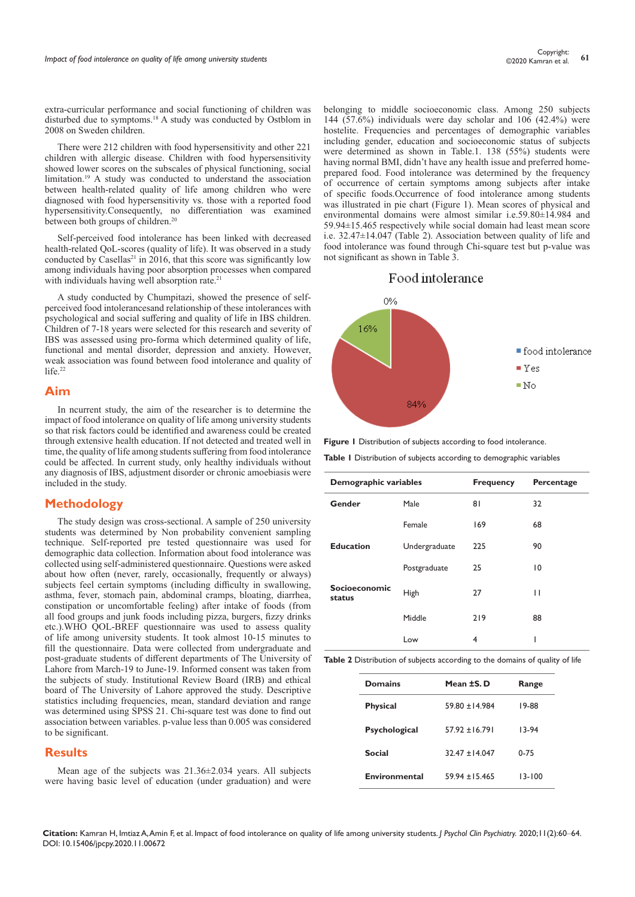extra-curricular performance and social functioning of children was disturbed due to symptoms.[18] A study was conducted by Ostblom in 2008 on Sweden children.

There were 212 children with food hypersensitivity and other 221 children with allergic disease. Children with food hypersensitivity showed lower scores on the subscales of physical functioning, social limitation.[19] A study was conducted to understand the association between health-related quality of life among children who were diagnosed with food hypersensitivity vs. those with a reported food hypersensitivity.Consequently, no differentiation was examined between both groups of children.[20]

Self-perceived food intolerance has been linked with decreased health-related QoL-scores (quality of life). It was observed in a study conducted by Casellas[21] in 2016, that this score was significantly low among individuals having poor absorption processes when compared with individuals having well absorption rate.[21]

A study conducted by Chumpitazi, showed the presence of self-perceived food intolerancesand relationship of these intolerances with psychological and social suffering and quality of life in IBS children. Children of 7-18 years were selected for this research and severity of IBS was assessed using pro-forma which determined quality of life, functional and mental disorder, depression and anxiety. However, weak association was found between food intolerance and quality of life.[22]

## Aim

In ncurrent study, the aim of the researcher is to determine the impact of food intolerance on quality of life among university students so that risk factors could be identified and awareness could be created through extensive health education. If not detected and treated well in time, the quality of life among students suffering from food intolerance could be affected. In current study, only healthy individuals without any diagnosis of IBS, adjustment disorder or chronic amoebiasis were included in the study.

## Methodology

The study design was cross-sectional. A sample of 250 university students was determined by Non probability convenient sampling technique. Self-reported pre tested questionnaire was used for demographic data collection. Information about food intolerance was collected using self-administered questionnaire. Questions were asked about how often (never, rarely, occasionally, frequently or always) subjects feel certain symptoms (including difficulty in swallowing, asthma, fever, stomach pain, abdominal cramps, bloating, diarrhea, constipation or uncomfortable feeling) after intake of foods (from all food groups and junk foods including pizza, burgers, fizzy drinks etc.).WHO QOL-BREF questionnaire was used to assess quality of life among university students. It took almost 10-15 minutes to fill the questionnaire. Data were collected from undergraduate and post-graduate students of different departments of The University of Lahore from March-19 to June-19. Informed consent was taken from the subjects of study. Institutional Review Board (IRB) and ethical board of The University of Lahore approved the study. Descriptive statistics including frequencies, mean, standard deviation and range was determined using SPSS 21. Chi-square test was done to find out association between variables. p-value less than 0.005 was considered to be significant.

## Results

Mean age of the subjects was 21.36±2.034 years. All subjects were having basic level of education (under graduation) and were belonging to middle socioeconomic class. Among 250 subjects 144 (57.6%) individuals were day scholar and 106 (42.4%) were hostelite. Frequencies and percentages of demographic variables including gender, education and socioeconomic status of subjects were determined as shown in Table.1. 138 (55%) students were having normal BMI, didn't have any health issue and preferred home-prepared food. Food intolerance was determined by the frequency of occurrence of certain symptoms among subjects after intake of specific foods.Occurrence of food intolerance among students was illustrated in pie chart (Figure 1). Mean scores of physical and environmental domains were almost similar i.e.59.80±14.984 and 59.94±15.465 respectively while social domain had least mean score i.e. 32.47±14.047 (Table 2). Association between quality of life and food intolerance was found through Chi-square test but p-value was not significant as shown in Table 3.

**Figure 1** Distribution of subjects according to food intolerance.

**Table 1** Distribution of subjects according to demographic variables

| Demographic variables | | Frequency | Percentage |
|---|---|---|---|
| Gender | Male | 81 | 32 |
| | Female | 169 | 68 |
| Education | Undergraduate | 225 | 90 |
| | Postgraduate | 25 | 10 |
| Socioeconomic status | High | 27 | 11 |
| | Middle | 219 | 88 |
| | Low | 4 | 1 |

**Table 2** Distribution of subjects according to the domains of quality of life

| Domains | Mean ±S. D | Range |
|---|---|---|
| Physical | 59.80 ±14.984 | 19-88 |
| Psychological | 57.92 ±16.791 | 13-94 |
| Social | 32.47 ±14.047 | 0-75 |
| Environmental | 59.94 ±15.465 | 13-100 |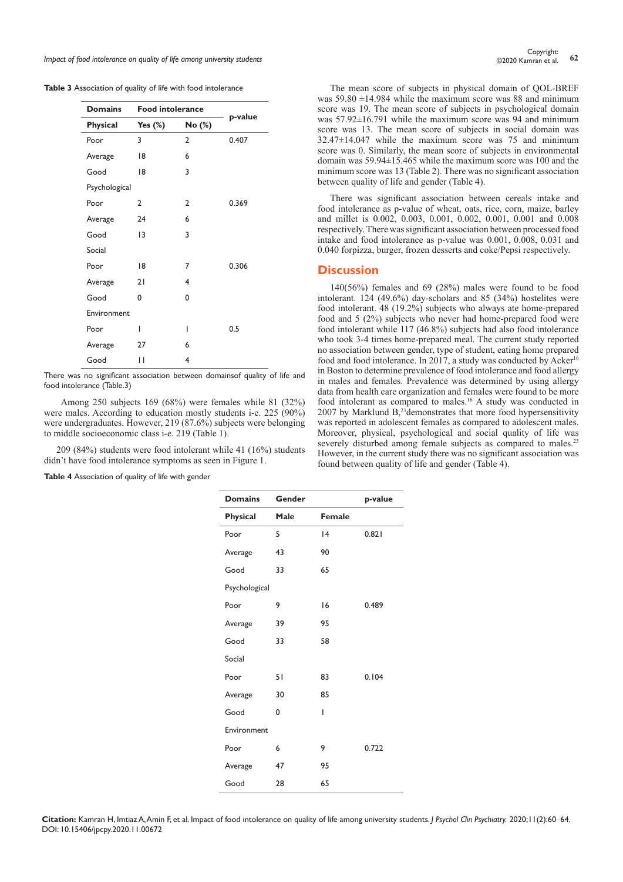**Table 3** Association of quality of life with food intolerance

| Domains | Food intolerance | | p-value |
|---|---|---|---|
| Physical | Yes (%) | No (%) | |
| Poor | 3 | 2 | 0.407 |
| Average | 18 | 6 | |
| Good | 18 | 3 | |
| Psychological | | | |
| Poor | 2 | 2 | 0.369 |
| Average | 24 | 6 | |
| Good | 13 | 3 | |
| Social | | | |
| Poor | 18 | 7 | 0.306 |
| Average | 21 | 4 | |
| Good | 0 | 0 | |
| Environment | | | |
| Poor | 1 | 1 | 0.5 |
| Average | 27 | 6 | |
| Good | 11 | 4 | |

There was no significant association between domainsof quality of life and food intolerance (Table.3)

Among 250 subjects 169 (68%) were females while 81 (32%) were males. According to education mostly students i-e. 225 (90%) were undergraduates. However, 219 (87.6%) subjects were belonging to middle socioeconomic class i-e. 219 (Table 1).

209 (84%) students were food intolerant while 41 (16%) students didn't have food intolerance symptoms as seen in Figure 1.

The mean score of subjects in physical domain of QOL-BREF was 59.80 ±14.984 while the maximum score was 88 and minimum score was 19. The mean score of subjects in psychological domain was 57.92±16.791 while the maximum score was 94 and minimum score was 13. The mean score of subjects in social domain was 32.47±14.047 while the maximum score was 75 and minimum score was 0. Similarly, the mean score of subjects in environmental domain was 59.94±15.465 while the maximum score was 100 and the minimum score was 13 (Table 2). There was no significant association between quality of life and gender (Table 4).

There was significant association between cereals intake and food intolerance as p-value of wheat, oats, rice, corn, maize, barley and millet is 0.002, 0.003, 0.001, 0.002, 0.001, 0.001 and 0.008 respectively. There was significant association between processed food intake and food intolerance as p-value was 0.001, 0.008, 0.031 and 0.040 forpizza, burger, frozen desserts and coke/Pepsi respectively.

## Discussion

140(56%) females and 69 (28%) males were found to be food intolerant. 124 (49.6%) day-scholars and 85 (34%) hostelites were food intolerant. 48 (19.2%) subjects who always ate home-prepared food and 5 (2%) subjects who never had home-prepared food were food intolerant while 117 (46.8%) subjects had also food intolerance who took 3-4 times home-prepared meal. The current study reported no association between gender, type of student, eating home prepared food and food intolerance. In 2017, a study was conducted by Acker[16] in Boston to determine prevalence of food intolerance and food allergy in males and females. Prevalence was determined by using allergy data from health care organization and females were found to be more food intolerant as compared to males.[16] A study was conducted in 2007 by Marklund B,[23]demonstrates that more food hypersensitivity was reported in adolescent females as compared to adolescent males. Moreover, physical, psychological and social quality of life was severely disturbed among female subjects as compared to males.[23] However, in the current study there was no significant association was found between quality of life and gender (Table 4).

**Table 4** Association of quality of life with gender

| Domains | Gender | | p-value |
|---|---|---|---|
| Physical | Male | Female | |
| Poor | 5 | 14 | 0.821 |
| Average | 43 | 90 | |
| Good | 33 | 65 | |
| Psychological | | | |
| Poor | 9 | 16 | 0.489 |
| Average | 39 | 95 | |
| Good | 33 | 58 | |
| Social | | | |
| Poor | 51 | 83 | 0.104 |
| Average | 30 | 85 | |
| Good | 0 | 1 | |
| Environment | | | |
| Poor | 6 | 9 | 0.722 |
| Average | 47 | 95 | |
| Good | 28 | 65 | |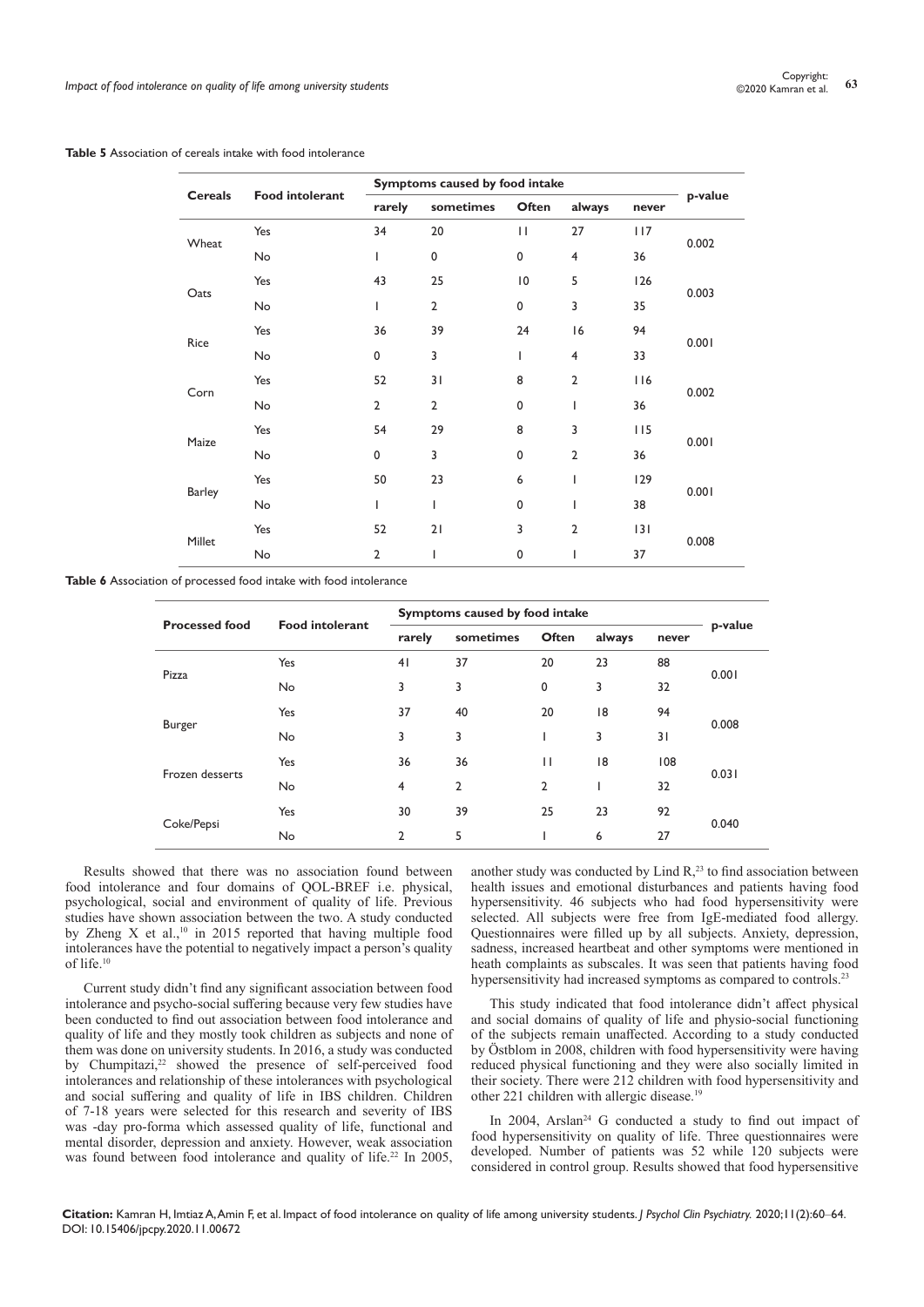**Table 5** Association of cereals intake with food intolerance

| Cereals | Food intolerant | Symptoms caused by food intake | | | | | p-value |
|---|---|---|---|---|---|---|---|
| | | rarely | sometimes | Often | always | never | |
| Wheat | Yes | 34 | 20 | 11 | 27 | 117 | 0.002 |
| | No | 1 | 0 | 0 | 4 | 36 | |
| Oats | Yes | 43 | 25 | 10 | 5 | 126 | 0.003 |
| | No | 1 | 2 | 0 | 3 | 35 | |
| Rice | Yes | 36 | 39 | 24 | 16 | 94 | 0.001 |
| | No | 0 | 3 | 1 | 4 | 33 | |
| Corn | Yes | 52 | 31 | 8 | 2 | 116 | 0.002 |
| | No | 2 | 2 | 0 | 1 | 36 | |
| Maize | Yes | 54 | 29 | 8 | 3 | 115 | 0.001 |
| | No | 0 | 3 | 0 | 2 | 36 | |
| Barley | Yes | 50 | 23 | 6 | 1 | 129 | 0.001 |
| | No | 1 | 1 | 0 | 1 | 38 | |
| Millet | Yes | 52 | 21 | 3 | 2 | 131 | 0.008 |
| | No | 2 | 1 | 0 | 1 | 37 | |

**Table 6** Association of processed food intake with food intolerance

| Processed food | Food intolerant | Symptoms caused by food intake | | | | | p-value |
|---|---|---|---|---|---|---|---|
| | | rarely | sometimes | Often | always | never | |
| Pizza | Yes | 41 | 37 | 20 | 23 | 88 | 0.001 |
| | No | 3 | 3 | 0 | 3 | 32 | |
| Burger | Yes | 37 | 40 | 20 | 18 | 94 | 0.008 |
| | No | 3 | 3 | 1 | 3 | 31 | |
| Frozen desserts | Yes | 36 | 36 | 11 | 18 | 108 | 0.031 |
| | No | 4 | 2 | 2 | 1 | 32 | |
| Coke/Pepsi | Yes | 30 | 39 | 25 | 23 | 92 | 0.040 |
| | No | 2 | 5 | 1 | 6 | 27 | |

Results showed that there was no association found between food intolerance and four domains of QOL-BREF i.e. physical, psychological, social and environment of quality of life. Previous studies have shown association between the two. A study conducted by Zheng X et al.,[10] in 2015 reported that having multiple food intolerances have the potential to negatively impact a person's quality of life.[10]

Current study didn't find any significant association between food intolerance and psycho-social suffering because very few studies have been conducted to find out association between food intolerance and quality of life and they mostly took children as subjects and none of them was done on university students. In 2016, a study was conducted by Chumpitazi,[22] showed the presence of self-perceived food intolerances and relationship of these intolerances with psychological and social suffering and quality of life in IBS children. Children of 7-18 years were selected for this research and severity of IBS was -day pro-forma which assessed quality of life, functional and mental disorder, depression and anxiety. However, weak association was found between food intolerance and quality of life.[22] In 2005, another study was conducted by Lind R,[23] to find association between health issues and emotional disturbances and patients having food hypersensitivity. 46 subjects who had food hypersensitivity were selected. All subjects were free from IgE-mediated food allergy. Questionnaires were filled up by all subjects. Anxiety, depression, sadness, increased heartbeat and other symptoms were mentioned in heath complaints as subscales. It was seen that patients having food hypersensitivity had increased symptoms as compared to controls.[23]

This study indicated that food intolerance didn't affect physical and social domains of quality of life and physio-social functioning of the subjects remain unaffected. According to a study conducted by Östblom in 2008, children with food hypersensitivity were having reduced physical functioning and they were also socially limited in their society. There were 212 children with food hypersensitivity and other 221 children with allergic disease.[19]

In 2004, Arslan[24] G conducted a study to find out impact of food hypersensitivity on quality of life. Three questionnaires were developed. Number of patients was 52 while 120 subjects were considered in control group. Results showed that food hypersensitive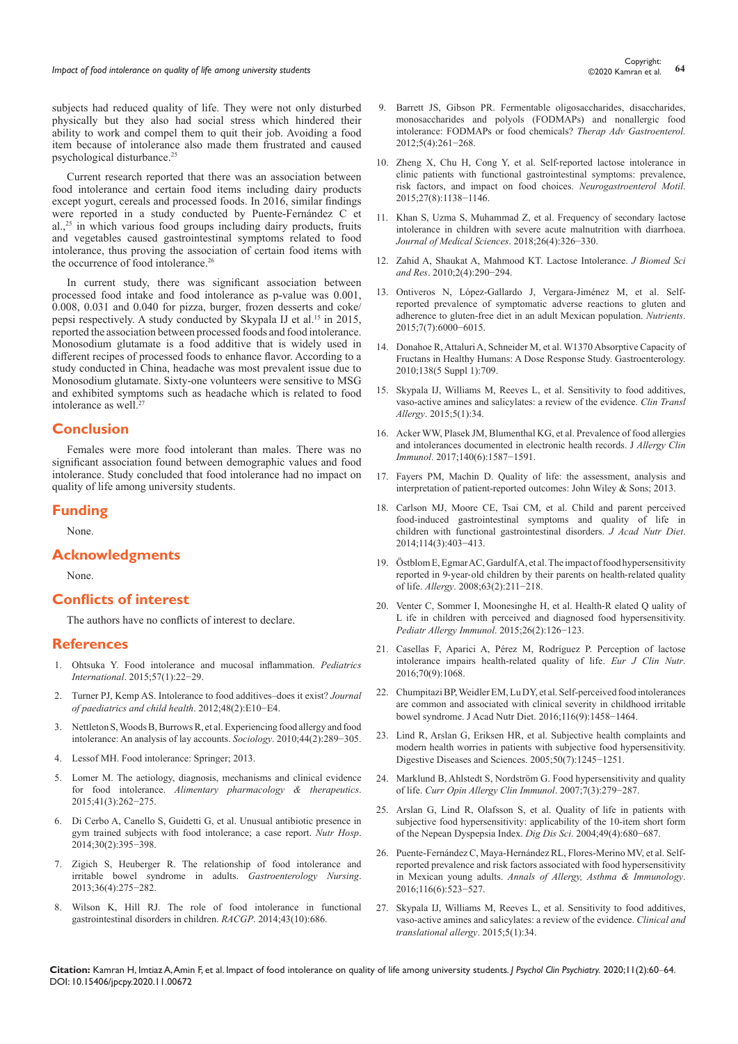subjects had reduced quality of life. They were not only disturbed physically but they also had social stress which hindered their ability to work and compel them to quit their job. Avoiding a food item because of intolerance also made them frustrated and caused psychological disturbance.[25]

Current research reported that there was an association between food intolerance and certain food items including dairy products except yogurt, cereals and processed foods. In 2016, similar findings were reported in a study conducted by Puente-Fernández C et al.,[25] in which various food groups including dairy products, fruits and vegetables caused gastrointestinal symptoms related to food intolerance, thus proving the association of certain food items with the occurrence of food intolerance.[26]

In current study, there was significant association between processed food intake and food intolerance as p-value was 0.001, 0.008, 0.031 and 0.040 for pizza, burger, frozen desserts and coke/pepsi respectively. A study conducted by Skypala IJ et al.[15] in 2015, reported the association between processed foods and food intolerance. Monosodium glutamate is a food additive that is widely used in different recipes of processed foods to enhance flavor. According to a study conducted in China, headache was most prevalent issue due to Monosodium glutamate. Sixty-one volunteers were sensitive to MSG and exhibited symptoms such as headache which is related to food intolerance as well.[27]

## Conclusion

Females were more food intolerant than males. There was no significant association found between demographic values and food intolerance. Study concluded that food intolerance had no impact on quality of life among university students.

## Funding

None.

## Acknowledgments

None.

## Conflicts of interest

The authors have no conflicts of interest to declare.

## References

1. Ohtsuka Y. Food intolerance and mucosal inflammation. *Pediatrics International*. 2015;57(1):22−29.
2. Turner PJ, Kemp AS. Intolerance to food additives–does it exist? *Journal of paediatrics and child health*. 2012;48(2):E10−E4.
3. Nettleton S, Woods B, Burrows R, et al. Experiencing food allergy and food intolerance: An analysis of lay accounts. *Sociology*. 2010;44(2):289−305.
4. Lessof MH. Food intolerance: Springer; 2013.
5. Lomer M. The aetiology, diagnosis, mechanisms and clinical evidence for food intolerance. *Alimentary pharmacology & therapeutics*. 2015;41(3):262−275.
6. Di Cerbo A, Canello S, Guidetti G, et al. Unusual antibiotic presence in gym trained subjects with food intolerance; a case report. *Nutr Hosp*. 2014;30(2):395−398.
7. Zigich S, Heuberger R. The relationship of food intolerance and irritable bowel syndrome in adults. *Gastroenterology Nursing*. 2013;36(4):275−282.
8. Wilson K, Hill RJ. The role of food intolerance in functional gastrointestinal disorders in children. *RACGP*. 2014;43(10):686.
9. Barrett JS, Gibson PR. Fermentable oligosaccharides, disaccharides, monosaccharides and polyols (FODMAPs) and nonallergic food intolerance: FODMAPs or food chemicals? *Therap Adv Gastroenterol.* 2012;5(4):261−268.
10. Zheng X, Chu H, Cong Y, et al. Self-reported lactose intolerance in clinic patients with functional gastrointestinal symptoms: prevalence, risk factors, and impact on food choices. *Neurogastroenterol Motil*. 2015;27(8):1138−1146.
11. Khan S, Uzma S, Muhammad Z, et al. Frequency of secondary lactose intolerance in children with severe acute malnutrition with diarrhoea. *Journal of Medical Sciences*. 2018;26(4):326−330.
12. Zahid A, Shaukat A, Mahmood KT. Lactose Intolerance. *J Biomed Sci and Res*. 2010;2(4):290−294.
13. Ontiveros N, López-Gallardo J, Vergara-Jiménez M, et al. Self-reported prevalence of symptomatic adverse reactions to gluten and adherence to gluten-free diet in an adult Mexican population. *Nutrients*. 2015;7(7):6000−6015.
14. Donahoe R, Attaluri A, Schneider M, et al. W1370 Absorptive Capacity of Fructans in Healthy Humans: A Dose Response Study. Gastroenterology. 2010;138(5 Suppl 1):709.
15. Skypala IJ, Williams M, Reeves L, et al. Sensitivity to food additives, vaso-active amines and salicylates: a review of the evidence. *Clin Transl Allergy*. 2015;5(1):34.
16. Acker WW, Plasek JM, Blumenthal KG, et al. Prevalence of food allergies and intolerances documented in electronic health records. J *Allergy Clin Immunol*. 2017;140(6):1587−1591.
17. Fayers PM, Machin D. Quality of life: the assessment, analysis and interpretation of patient-reported outcomes: John Wiley & Sons; 2013.
18. Carlson MJ, Moore CE, Tsai CM, et al. Child and parent perceived food-induced gastrointestinal symptoms and quality of life in children with functional gastrointestinal disorders. *J Acad Nutr Diet*. 2014;114(3):403−413.
19. Östblom E, Egmar AC, Gardulf A, et al. The impact of food hypersensitivity reported in 9‐year‐old children by their parents on health‐related quality of life. *Allergy*. 2008;63(2):211−218.
20. Venter C, Sommer I, Moonesinghe H, et al. Health-R elated Q uality of L ife in children with perceived and diagnosed food hypersensitivity. *Pediatr Allergy Immunol*. 2015;26(2):126−123.
21. Casellas F, Aparici A, Pérez M, Rodríguez P. Perception of lactose intolerance impairs health-related quality of life. *Eur J Clin Nutr*. 2016;70(9):1068.
22. Chumpitazi BP, Weidler EM, Lu DY, et al. Self-perceived food intolerances are common and associated with clinical severity in childhood irritable bowel syndrome. J Acad Nutr Diet. 2016;116(9):1458−1464.
23. Lind R, Arslan G, Eriksen HR, et al. Subjective health complaints and modern health worries in patients with subjective food hypersensitivity. Digestive Diseases and Sciences. 2005;50(7):1245−1251.
24. Marklund B, Ahlstedt S, Nordström G. Food hypersensitivity and quality of life. *Curr Opin Allergy Clin Immunol*. 2007;7(3):279−287.
25. Arslan G, Lind R, Olafsson S, et al. Quality of life in patients with subjective food hypersensitivity: applicability of the 10-item short form of the Nepean Dyspepsia Index. *Dig Dis Sci*. 2004;49(4):680−687.
26. Puente-Fernández C, Maya-Hernández RL, Flores-Merino MV, et al. Self-reported prevalence and risk factors associated with food hypersensitivity in Mexican young adults. *Annals of Allergy, Asthma & Immunology*. 2016;116(6):523−527.
27. Skypala IJ, Williams M, Reeves L, et al. Sensitivity to food additives, vaso-active amines and salicylates: a review of the evidence. *Clinical and translational allergy*. 2015;5(1):34.